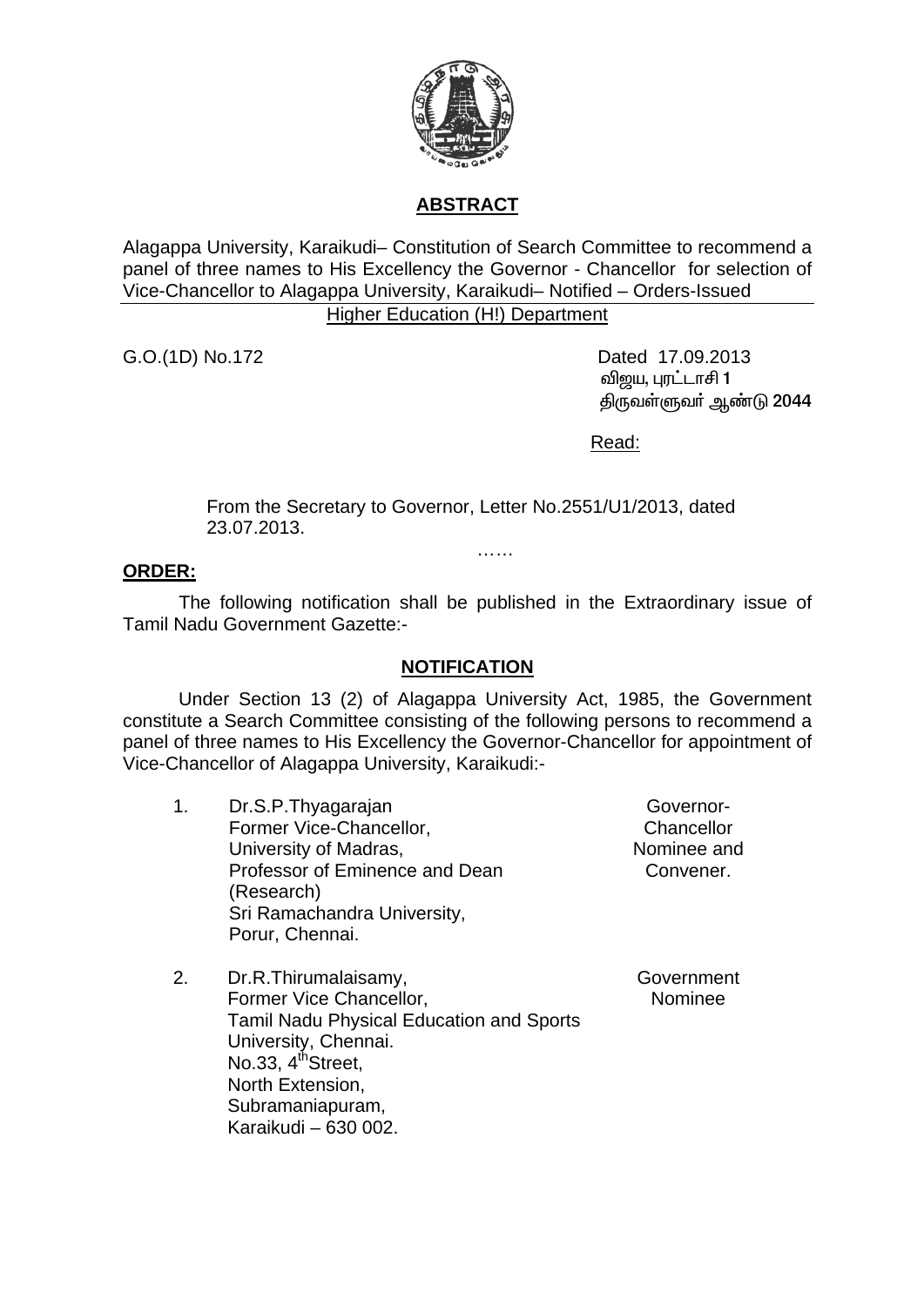## ABSTRACT

Alagappa University, Karaikudi– Constitution of Search Committee to recommend a panel of three names to His Excellency the Governor - Chancellor for selection of Vice-Chancellor to Alagappa University, Karaikudi– Notified – Orders-Issued

Higher Education (H!) Department

G.O.(1D) No.172

Dated 17.09.2013
விஜய, புரட்டாசி **1**
திருவள்ளுவர் ஆண்டு **2044**

Read:

From the Secretary to Governor, Letter No.2551/U1/2013, dated 23.07.2013.

……

**ORDER:**

The following notification shall be published in the Extraordinary issue of Tamil Nadu Government Gazette:-

## NOTIFICATION

Under Section 13 (2) of Alagappa University Act, 1985, the Government constitute a Search Committee consisting of the following persons to recommend a panel of three names to His Excellency the Governor-Chancellor for appointment of Vice-Chancellor of Alagappa University, Karaikudi:-

| | | |
|---|---|---|
| 1. | Dr.S.P.Thyagarajan<br>Former Vice-Chancellor,<br>University of Madras,<br>Professor of Eminence and Dean (Research)<br>Sri Ramachandra University,<br>Porur, Chennai. | Governor-Chancellor Nominee and Convener. |
| 2. | Dr.R.Thirumalaisamy,<br>Former Vice Chancellor,<br>Tamil Nadu Physical Education and Sports University, Chennai.<br>No.33, 4th Street,<br>North Extension,<br>Subramaniapuram,<br>Karaikudi – 630 002. | Government Nominee |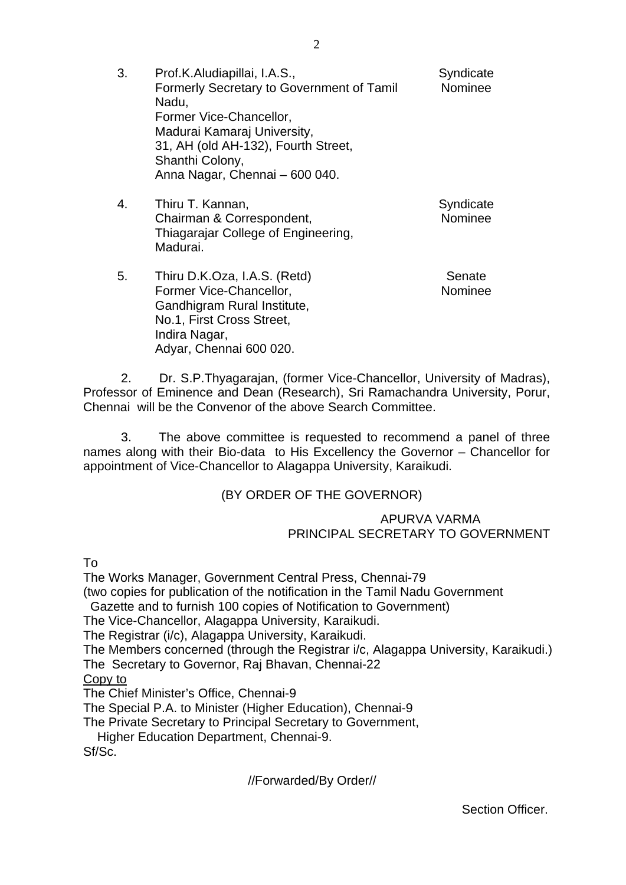| | | |
|---|---|---|
| 3. | Prof.K.Aludiapillai, I.A.S., Formerly Secretary to Government of Tamil Nadu, Former Vice-Chancellor, Madurai Kamaraj University, 31, AH (old AH-132), Fourth Street, Shanthi Colony, Anna Nagar, Chennai – 600 040. | Syndicate Nominee |
| 4. | Thiru T. Kannan, Chairman & Correspondent, Thiagarajar College of Engineering, Madurai. | Syndicate Nominee |
| 5. | Thiru D.K.Oza, I.A.S. (Retd) Former Vice-Chancellor, Gandhigram Rural Institute, No.1, First Cross Street, Indira Nagar, Adyar, Chennai 600 020. | Senate Nominee |

2. Dr. S.P.Thyagarajan, (former Vice-Chancellor, University of Madras), Professor of Eminence and Dean (Research), Sri Ramachandra University, Porur, Chennai will be the Convenor of the above Search Committee.

3. The above committee is requested to recommend a panel of three names along with their Bio-data to His Excellency the Governor – Chancellor for appointment of Vice-Chancellor to Alagappa University, Karaikudi.

(BY ORDER OF THE GOVERNOR)

APURVA VARMA
PRINCIPAL SECRETARY TO GOVERNMENT

To
The Works Manager, Government Central Press, Chennai-79
(two copies for publication of the notification in the Tamil Nadu Government Gazette and to furnish 100 copies of Notification to Government)
The Vice-Chancellor, Alagappa University, Karaikudi.
The Registrar (i/c), Alagappa University, Karaikudi.
The Members concerned (through the Registrar i/c, Alagappa University, Karaikudi.)
The Secretary to Governor, Raj Bhavan, Chennai-22
Copy to
The Chief Minister's Office, Chennai-9
The Special P.A. to Minister (Higher Education), Chennai-9
The Private Secretary to Principal Secretary to Government, Higher Education Department, Chennai-9.
Sf/Sc.

//Forwarded/By Order//

Section Officer.